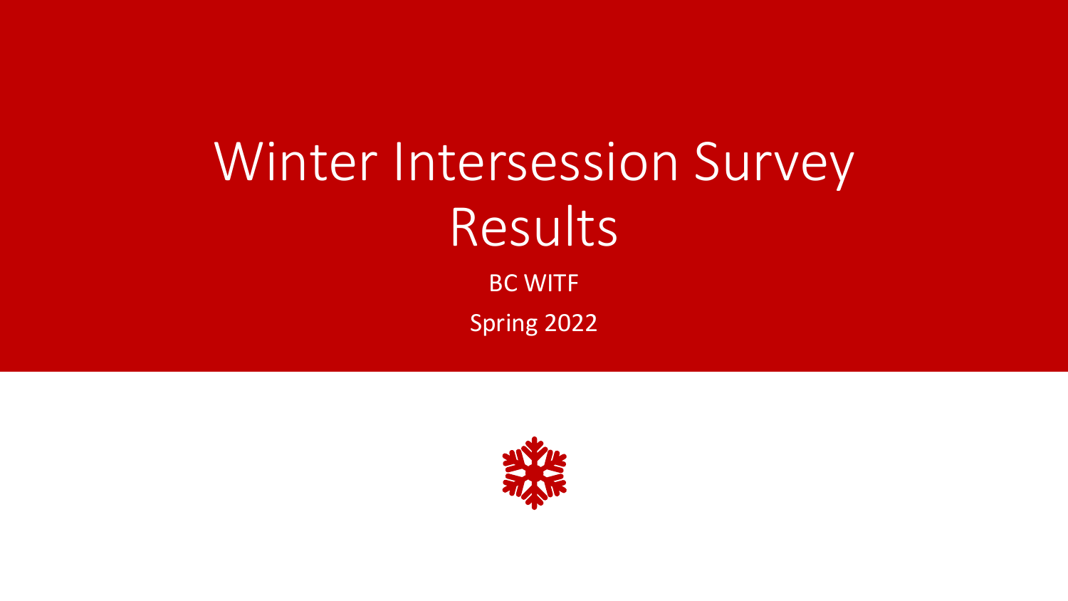# Winter Intersession Survey Results

BC WITF

Spring 2022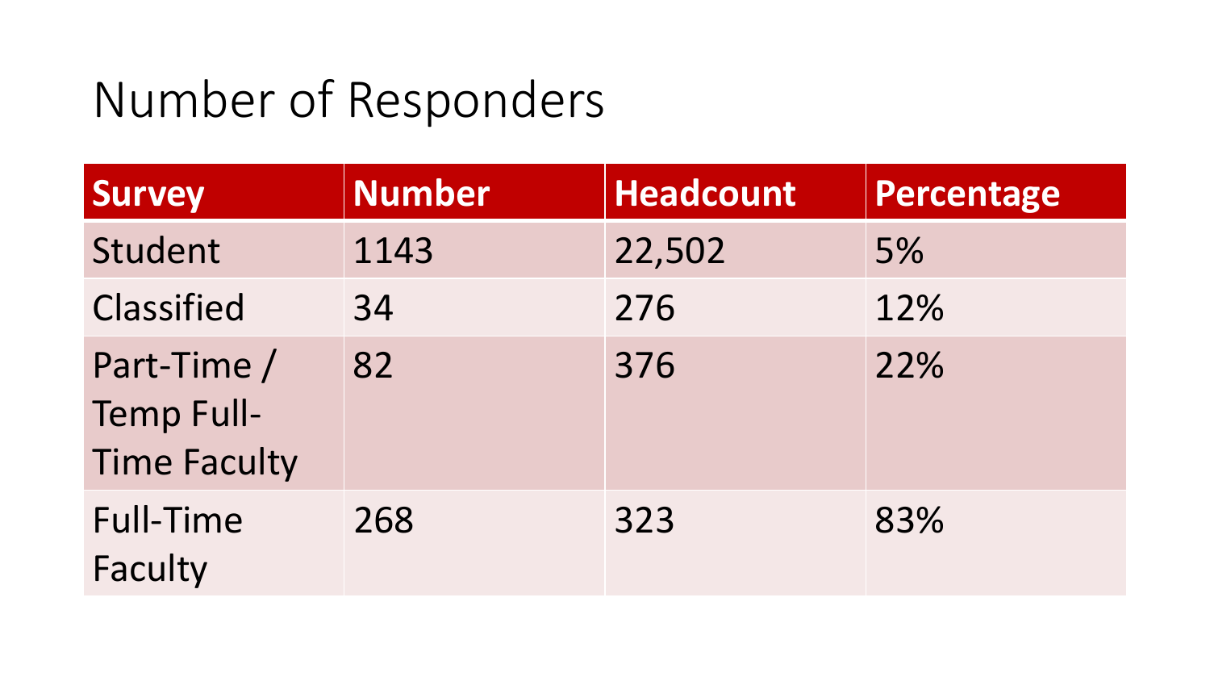# Number of Responders

| Survey | Number | Headcount | Percentage |
|---|---|---|---|
| Student | 1143 | 22,502 | 5% |
| Classified | 34 | 276 | 12% |
| Part-Time / Temp Full-Time Faculty | 82 | 376 | 22% |
| Full-Time Faculty | 268 | 323 | 83% |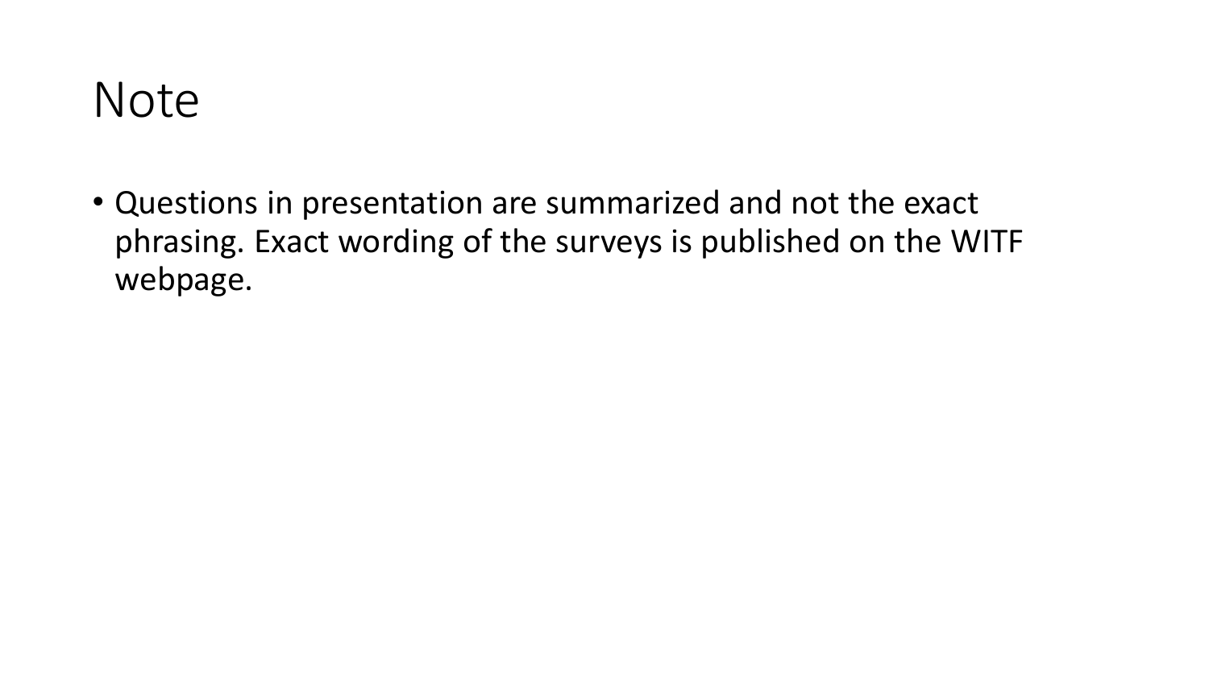# Note

- Questions in presentation are summarized and not the exact phrasing. Exact wording of the surveys is published on the WITF webpage.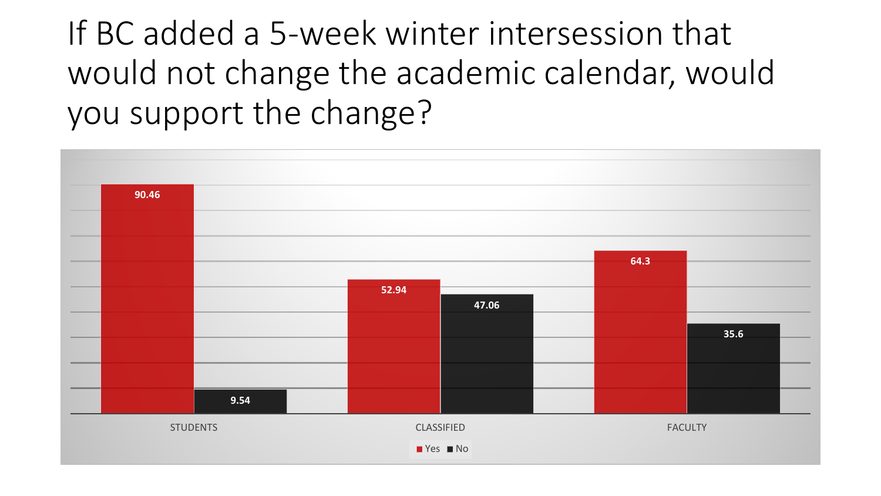# If BC added a 5-week winter intersession that would not change the academic calendar, would you support the change?

| | Yes | No |
| --- | --- | --- |
| STUDENTS | 90.46 | 9.54 |
| CLASSIFIED | 52.94 | 47.06 |
| FACULTY | 64.3 | 35.6 |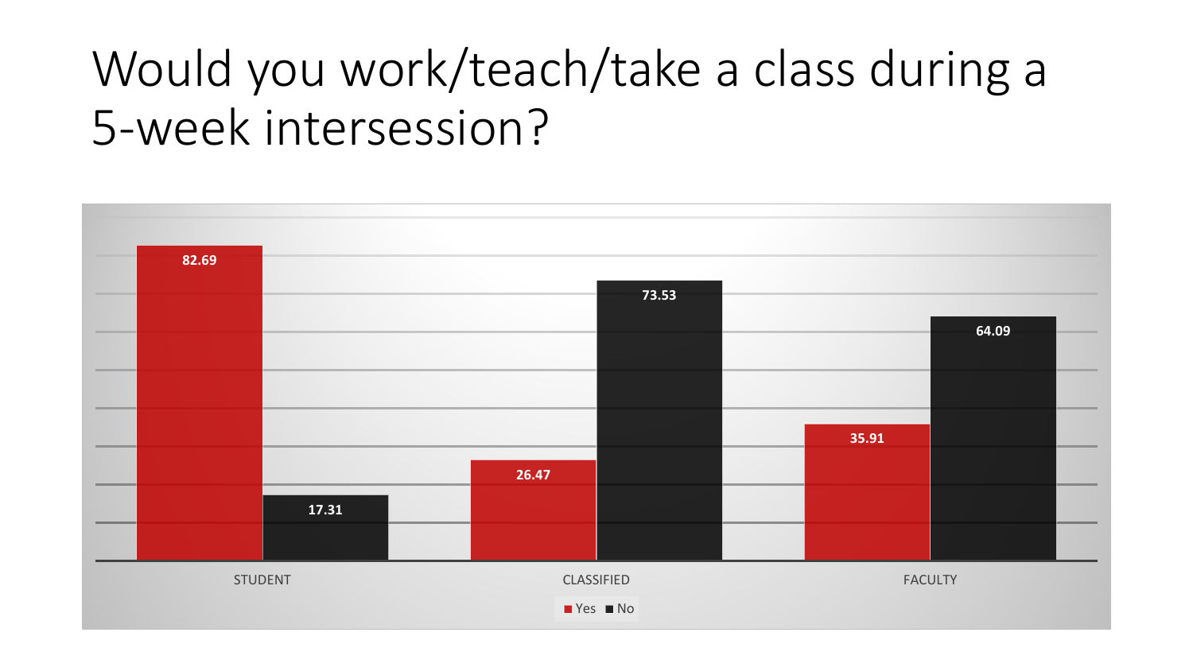# Would you work/teach/take a class during a 5-week intersession?

| | Yes | No |
|---|---|---|
| STUDENT | 82.69 | 17.31 |
| CLASSIFIED | 26.47 | 73.53 |
| FACULTY | 35.91 | 64.09 |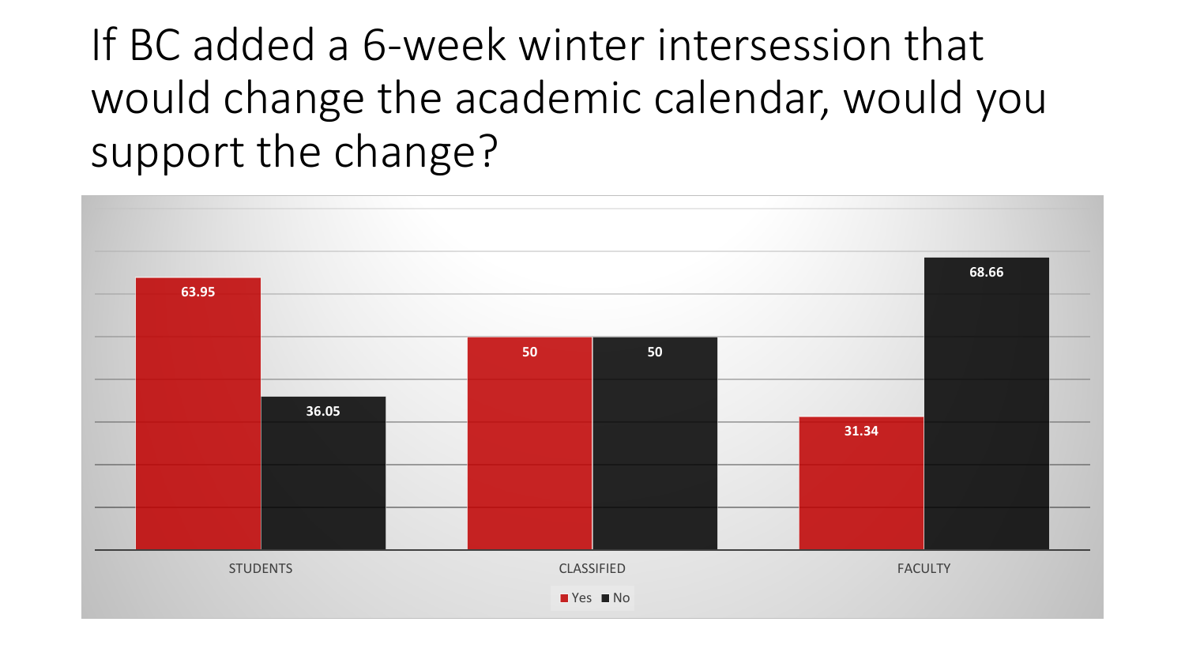# If BC added a 6-week winter intersession that would change the academic calendar, would you support the change?

| | Yes | No |
|---|---|---|
| STUDENTS | 63.95 | 36.05 |
| CLASSIFIED | 50 | 50 |
| FACULTY | 31.34 | 68.66 |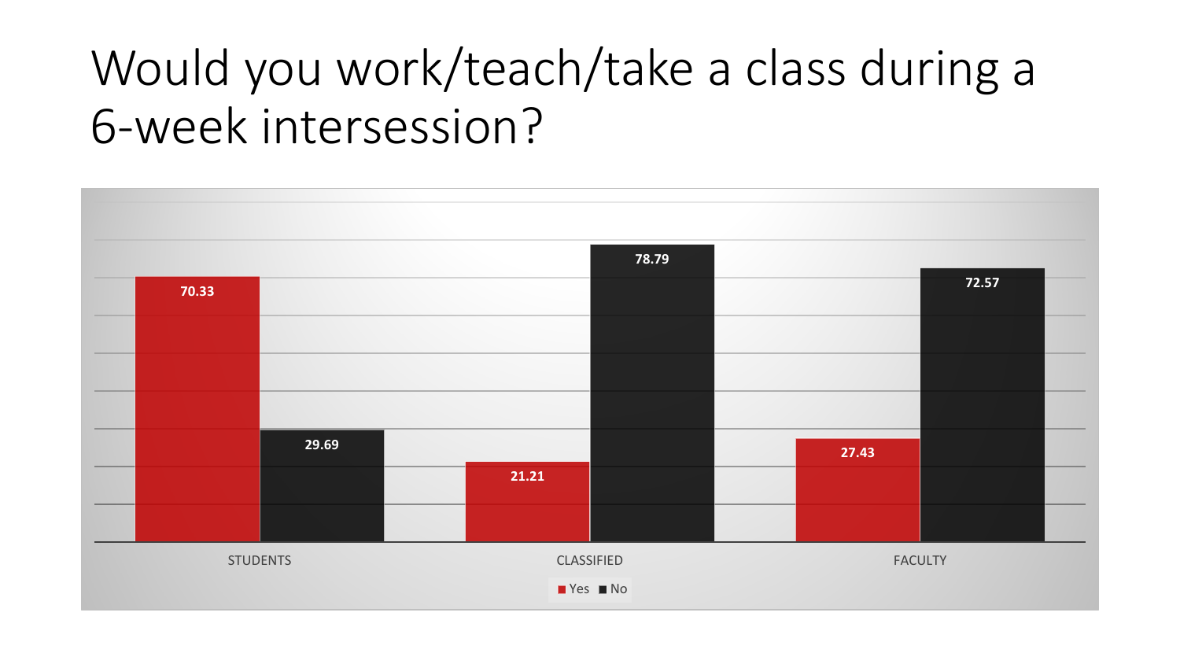# Would you work/teach/take a class during a 6-week intersession?

| | Yes | No |
|---|---|---|
| STUDENTS | 70.33 | 29.69 |
| CLASSIFIED | 21.21 | 78.79 |
| FACULTY | 27.43 | 72.57 |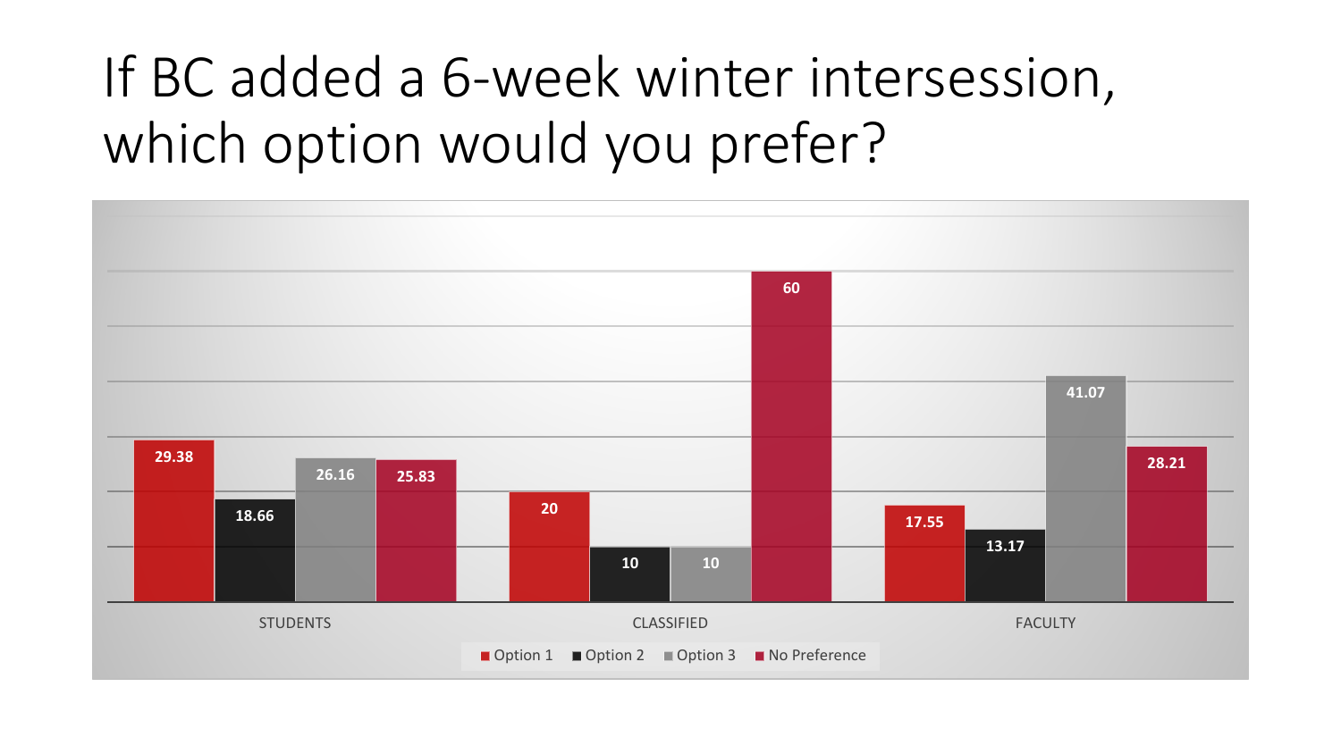# If BC added a 6-week winter intersession, which option would you prefer?

| | Option 1 | Option 2 | Option 3 | No Preference |
|---|---|---|---|---|
| STUDENTS | 29.38 | 18.66 | 26.16 | 25.83 |
| CLASSIFIED | 20 | 10 | 10 | 60 |
| FACULTY | 17.55 | 13.17 | 41.07 | 28.21 |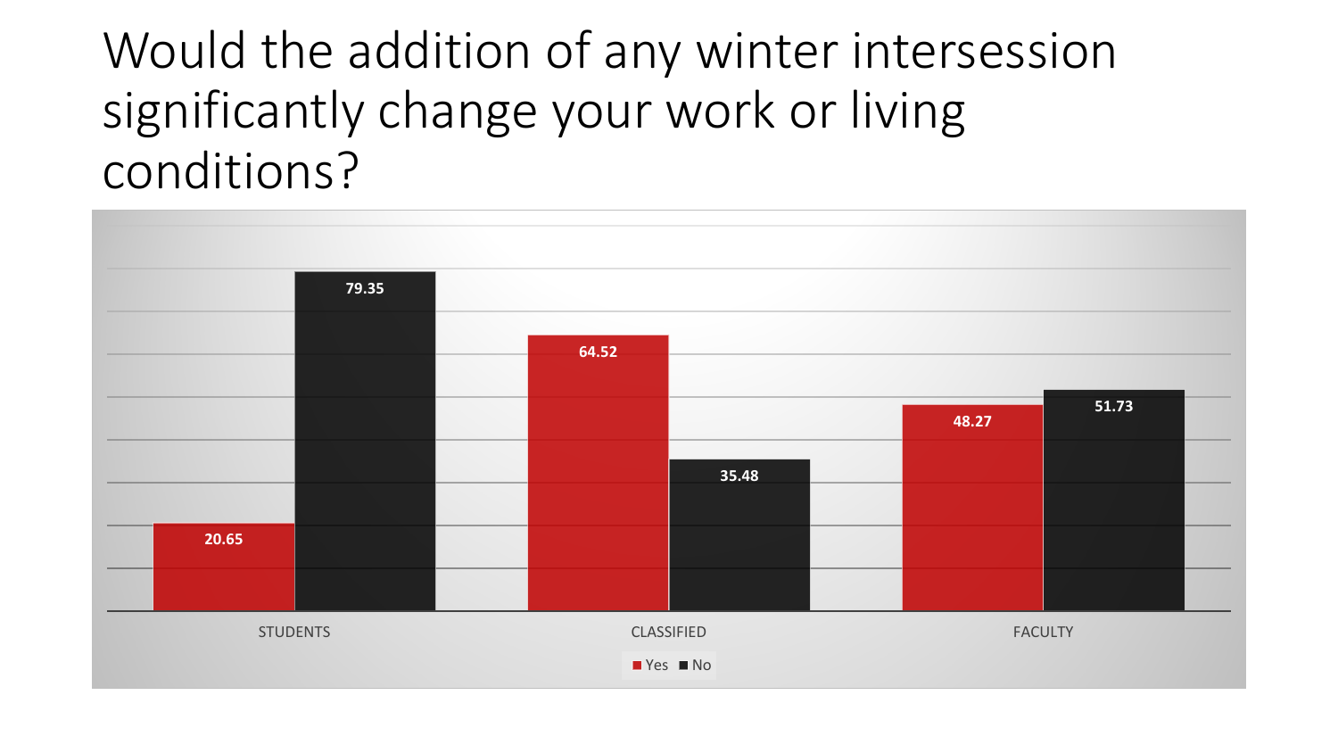# Would the addition of any winter intersession significantly change your work or living conditions?

79.35
64.52
51.73
48.27
35.48
20.65

STUDENTS
CLASSIFIED
FACULTY

Yes
No